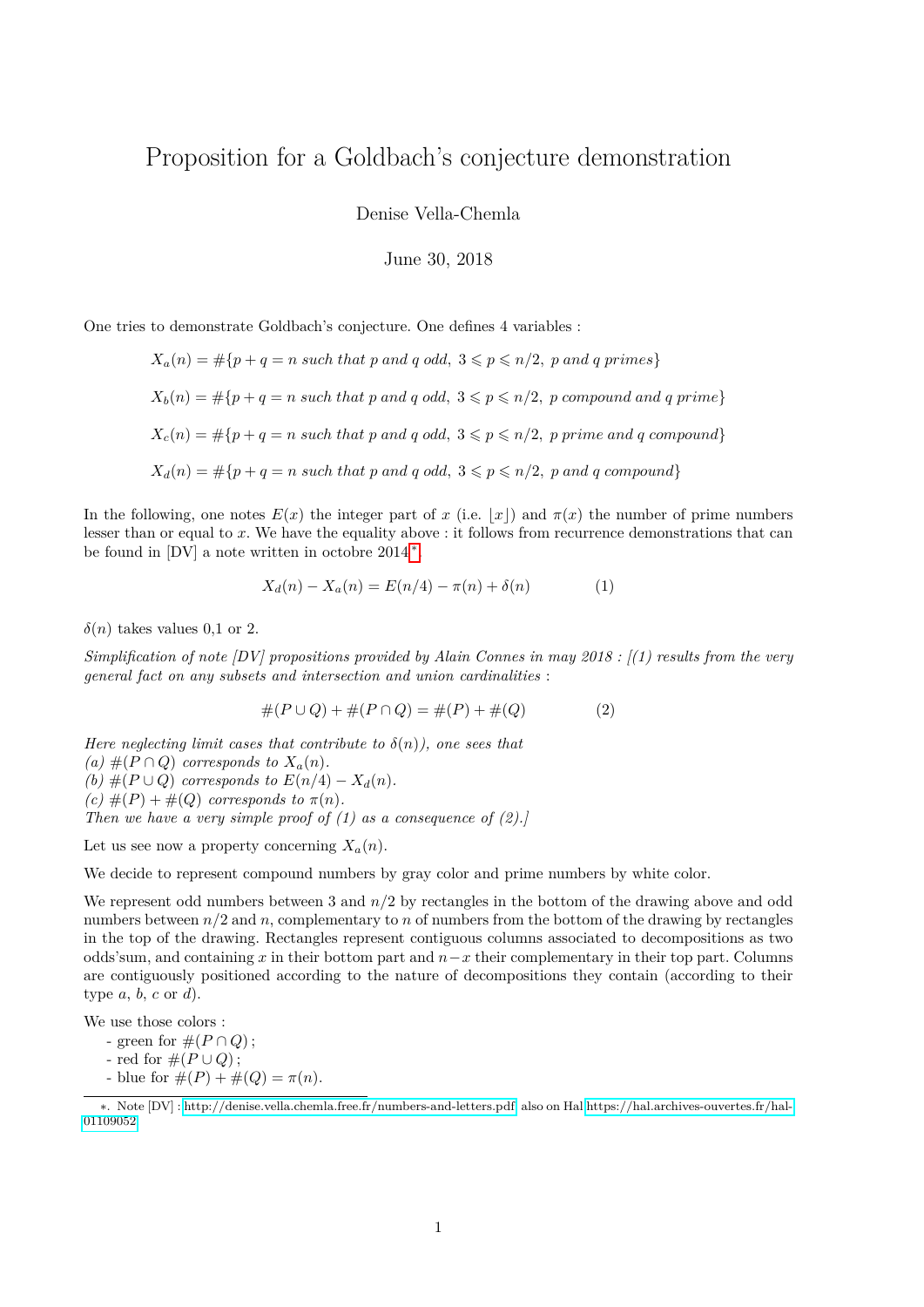# Proposition for a Goldbach's conjecture demonstration

Denise Vella-Chemla

June 30, 2018

One tries to demonstrate Goldbach's conjecture. One defines 4 variables :

$$X_a(n) = \#\{p+q=n \textit{ such that } p \textit{ and } q \textit{ odd},\ 3 \leqslant p \leqslant n/2,\ p \textit{ and } q \textit{ primes}\}$$

$$X_b(n) = \#\{p+q=n \textit{ such that } p \textit{ and } q \textit{ odd},\ 3 \leqslant p \leqslant n/2,\ p \textit{ compound and } q \textit{ prime}\}$$

$$X_c(n) = \#\{p+q=n \textit{ such that } p \textit{ and } q \textit{ odd},\ 3 \leqslant p \leqslant n/2,\ p \textit{ prime and } q \textit{ compound}\}$$

$$X_d(n) = \#\{p+q=n \textit{ such that } p \textit{ and } q \textit{ odd},\ 3 \leqslant p \leqslant n/2,\ p \textit{ and } q \textit{ compound}\}$$

In the following, one notes $E(x)$ the integer part of $x$ (i.e. $\lfloor x \rfloor$) and $\pi(x)$ the number of prime numbers lesser than or equal to $x$. We have the equality above : it follows from recurrence demonstrations that can be found in [DV] a note written in octobre 2014[*].

$$X_d(n) - X_a(n) = E(n/4) - \pi(n) + \delta(n) \qquad (1)$$

$\delta(n)$ takes values 0,1 or 2.

*Simplification of note [DV] propositions provided by Alain Connes in may 2018 : [(1) results from the very general fact on any subsets and intersection and union cardinalities :*

$$\#(P \cup Q) + \#(P \cap Q) = \#(P) + \#(Q) \qquad (2)$$

*Here neglecting limit cases that contribute to $\delta(n)$), one sees that*
*(a) $\#(P \cap Q)$ corresponds to $X_a(n)$.*
*(b) $\#(P \cup Q)$ corresponds to $E(n/4) - X_d(n)$.*
*(c) $\#(P) + \#(Q)$ corresponds to $\pi(n)$.*
*Then we have a very simple proof of (1) as a consequence of (2).]*

Let us see now a property concerning $X_a(n)$.

We decide to represent compound numbers by gray color and prime numbers by white color.

We represent odd numbers between 3 and $n/2$ by rectangles in the bottom of the drawing above and odd numbers between $n/2$ and $n$, complementary to $n$ of numbers from the bottom of the drawing by rectangles in the top of the drawing. Rectangles represent contiguous columns associated to decompositions as two odds'sum, and containing $x$ in their bottom part and $n-x$ their complementary in their top part. Columns are contiguously positioned according to the nature of decompositions they contain (according to their type $a$, $b$, $c$ or $d$).

We use those colors :
- green for $\#(P \cap Q)$ ;
- red for $\#(P \cup Q)$ ;
- blue for $\#(P) + \#(Q) = \pi(n)$.

[*]. Note [DV] : http://denise.vella.chemla.free.fr/numbers-and-letters.pdf also on Hal https://hal.archives-ouvertes.fr/hal-01109052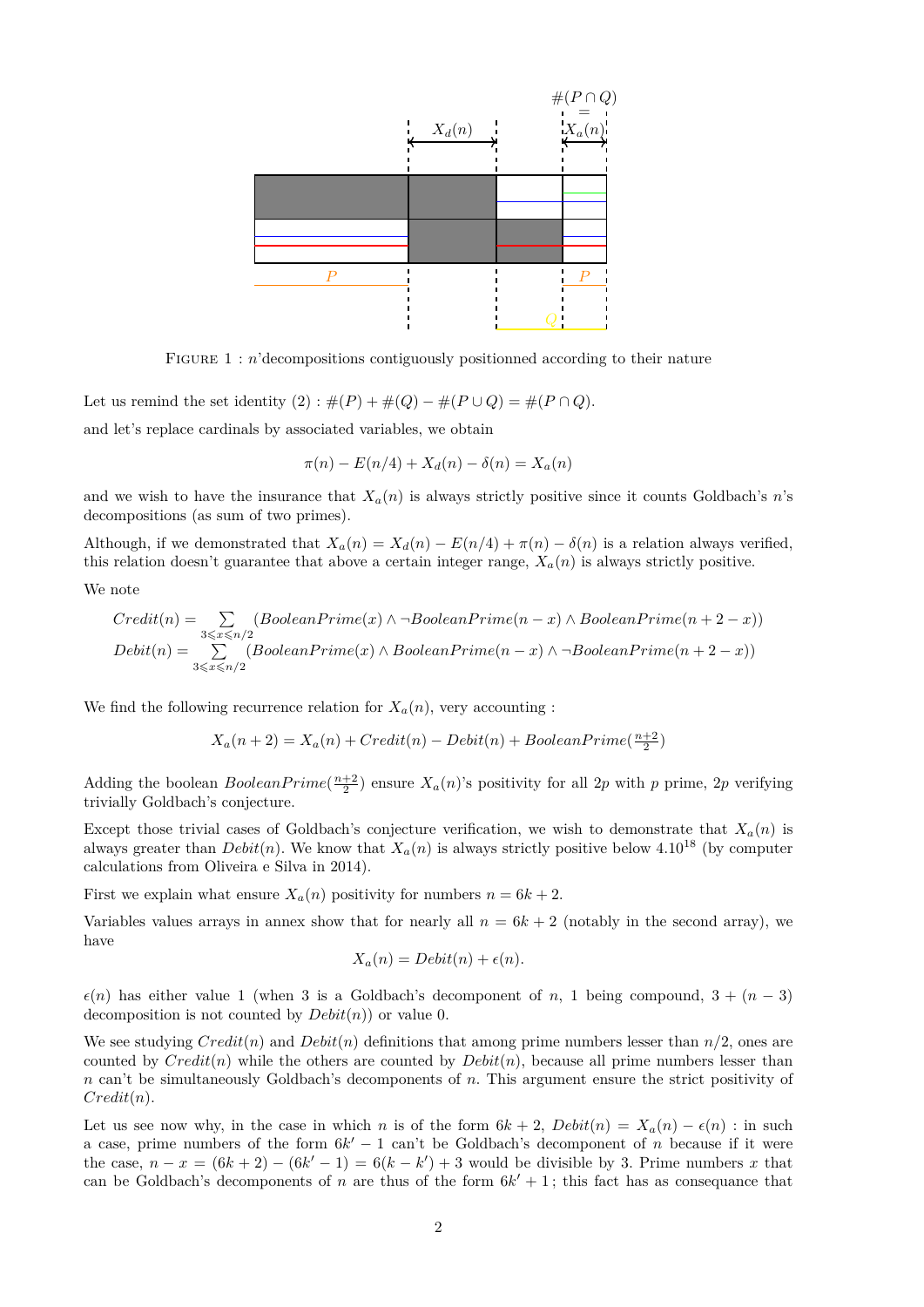FIGURE 1 : $n$'decompositions contiguously positionned according to their nature

Let us remind the set identity (2) : $\#(P) + \#(Q) - \#(P \cup Q) = \#(P \cap Q)$.

and let's replace cardinals by associated variables, we obtain

$$\pi(n) - E(n/4) + X_d(n) - \delta(n) = X_a(n)$$

and we wish to have the insurance that $X_a(n)$ is always strictly positive since it counts Goldbach's $n$'s decompositions (as sum of two primes).

Although, if we demonstrated that $X_a(n) = X_d(n) - E(n/4) + \pi(n) - \delta(n)$ is a relation always verified, this relation doesn't guarantee that above a certain integer range, $X_a(n)$ is always strictly positive.

We note

$$Credit(n) = \sum_{3 \leqslant x \leqslant n/2} (BooleanPrime(x) \wedge \neg BooleanPrime(n-x) \wedge BooleanPrime(n+2-x))$$

$$Debit(n) = \sum_{3 \leqslant x \leqslant n/2} (BooleanPrime(x) \wedge BooleanPrime(n-x) \wedge \neg BooleanPrime(n+2-x))$$

We find the following recurrence relation for $X_a(n)$, very accounting :

$$X_a(n+2) = X_a(n) + Credit(n) - Debit(n) + BooleanPrime(\tfrac{n+2}{2})$$

Adding the boolean $BooleanPrime(\frac{n+2}{2})$ ensure $X_a(n)$'s positivity for all $2p$ with $p$ prime, $2p$ verifying trivially Goldbach's conjecture.

Except those trivial cases of Goldbach's conjecture verification, we wish to demonstrate that $X_a(n)$ is always greater than $Debit(n)$. We know that $X_a(n)$ is always strictly positive below $4.10^{18}$ (by computer calculations from Oliveira e Silva in 2014).

First we explain what ensure $X_a(n)$ positivity for numbers $n = 6k + 2$.

Variables values arrays in annex show that for nearly all $n = 6k + 2$ (notably in the second array), we have

$$X_a(n) = Debit(n) + \epsilon(n).$$

$\epsilon(n)$ has either value 1 (when 3 is a Goldbach's decomponent of $n$, 1 being compound, $3 + (n-3)$ decomposition is not counted by $Debit(n)$) or value 0.

We see studying $Credit(n)$ and $Debit(n)$ definitions that among prime numbers lesser than $n/2$, ones are counted by $Credit(n)$ while the others are counted by $Debit(n)$, because all prime numbers lesser than $n$ can't be simultaneously Goldbach's decomponents of $n$. This argument ensure the strict positivity of $Credit(n)$.

Let us see now why, in the case in which $n$ is of the form $6k+2$, $Debit(n) = X_a(n) - \epsilon(n)$ : in such a case, prime numbers of the form $6k' - 1$ can't be Goldbach's decomponent of $n$ because if it were the case, $n - x = (6k + 2) - (6k' - 1) = 6(k - k') + 3$ would be divisible by 3. Prime numbers $x$ that can be Goldbach's decomponents of $n$ are thus of the form $6k' + 1$ ; this fact has as consequence that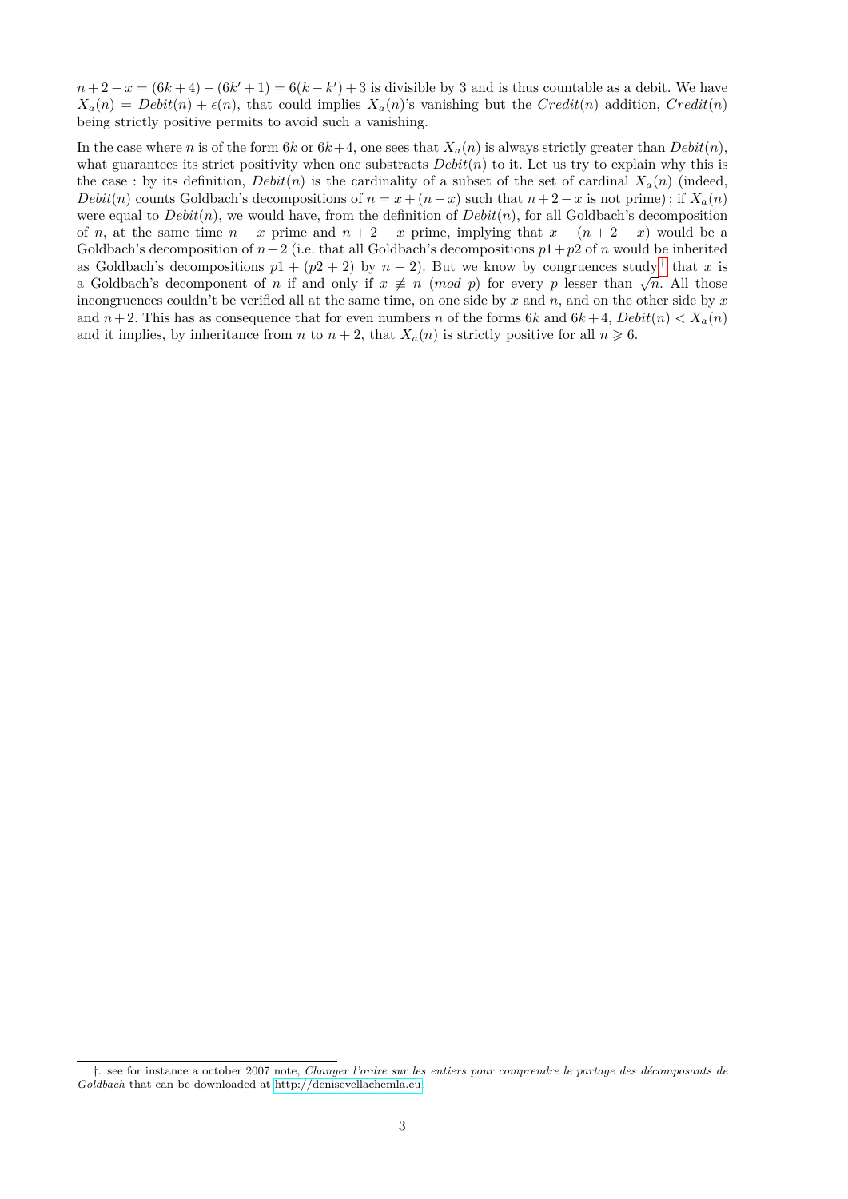$n+2-x = (6k+4)-(6k'+1) = 6(k-k')+3$ is divisible by 3 and is thus countable as a debit. We have $X_a(n) = Debit(n) + \epsilon(n)$, that could implies $X_a(n)$'s vanishing but the $Credit(n)$ addition, $Credit(n)$ being strictly positive permits to avoid such a vanishing.

In the case where $n$ is of the form $6k$ or $6k+4$, one sees that $X_a(n)$ is always strictly greater than $Debit(n)$, what guarantees its strict positivity when one substracts $Debit(n)$ to it. Let us try to explain why this is the case : by its definition, $Debit(n)$ is the cardinality of a subset of the set of cardinal $X_a(n)$ (indeed, $Debit(n)$ counts Goldbach's decompositions of $n = x + (n-x)$ such that $n+2-x$ is not prime) ; if $X_a(n)$ were equal to $Debit(n)$, we would have, from the definition of $Debit(n)$, for all Goldbach's decomposition of $n$, at the same time $n-x$ prime and $n+2-x$ prime, implying that $x+(n+2-x)$ would be a Goldbach's decomposition of $n+2$ (i.e. that all Goldbach's decompositions $p1+p2$ of $n$ would be inherited as Goldbach's decompositions $p1+(p2+2)$ by $n+2$). But we know by congruences study[†] that $x$ is a Goldbach's decomponent of $n$ if and only if $x \not\equiv n \ (mod\ p)$ for every $p$ lesser than $\sqrt{n}$. All those incongruences couldn't be verified all at the same time, on one side by $x$ and $n$, and on the other side by $x$ and $n+2$. This has as consequence that for even numbers $n$ of the forms $6k$ and $6k+4$, $Debit(n) < X_a(n)$ and it implies, by inheritance from $n$ to $n+2$, that $X_a(n)$ is strictly positive for all $n \geqslant 6$.

†. see for instance a october 2007 note, *Changer l'ordre sur les entiers pour comprendre le partage des décomposants de Goldbach* that can be downloaded at http://denisevellachemla.eu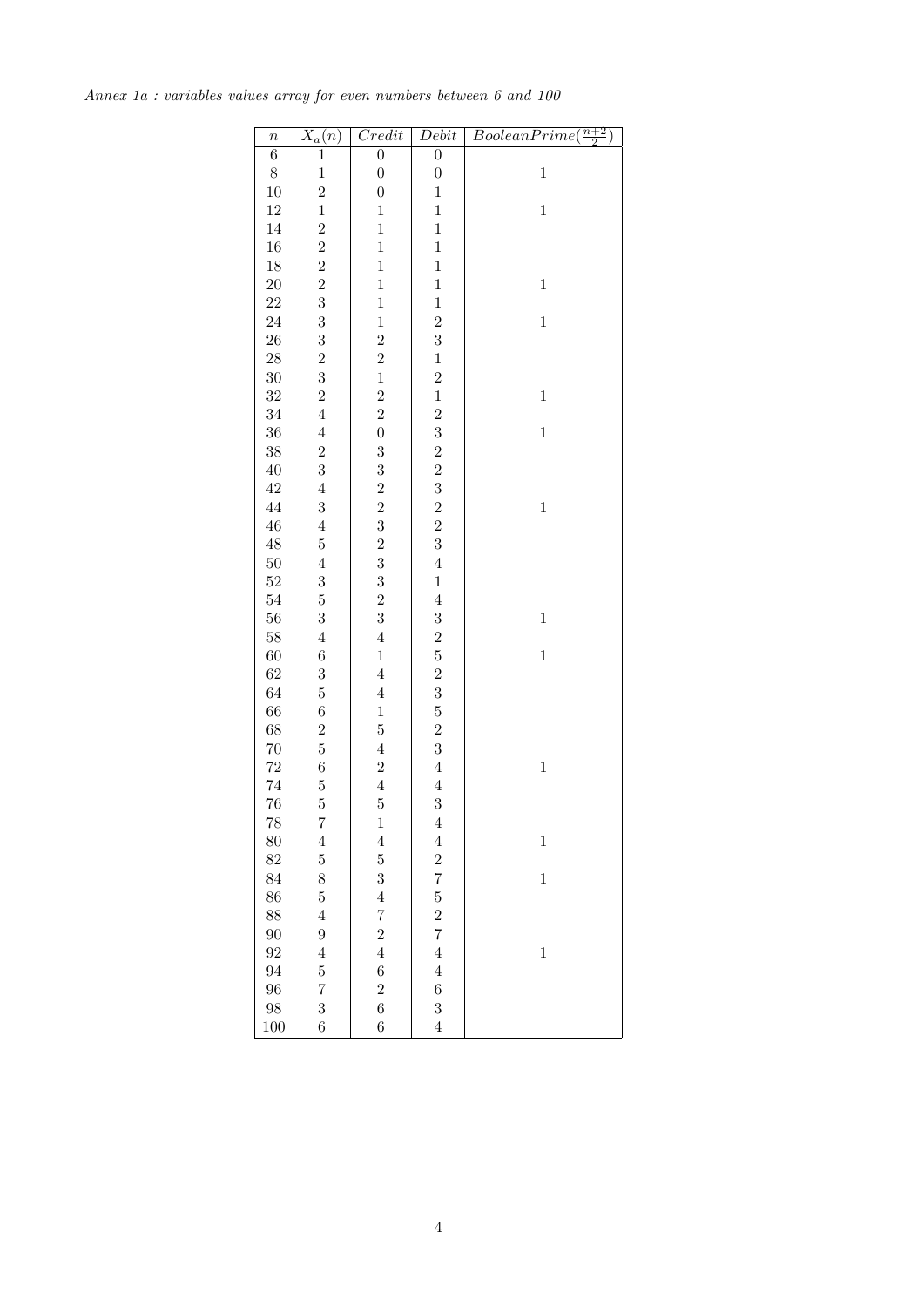*Annex 1a : variables values array for even numbers between 6 and 100*

| $n$ | $X_a(n)$ | $Credit$ | $Debit$ | $BooleanPrime(\frac{n+2}{2})$ |
|---|---|---|---|---|
| 6 | 1 | 0 | 0 | |
| 8 | 1 | 0 | 0 | 1 |
| 10 | 2 | 0 | 1 | |
| 12 | 1 | 1 | 1 | 1 |
| 14 | 2 | 1 | 1 | |
| 16 | 2 | 1 | 1 | |
| 18 | 2 | 1 | 1 | |
| 20 | 2 | 1 | 1 | 1 |
| 22 | 3 | 1 | 1 | |
| 24 | 3 | 1 | 2 | 1 |
| 26 | 3 | 2 | 3 | |
| 28 | 2 | 2 | 1 | |
| 30 | 3 | 1 | 2 | |
| 32 | 2 | 2 | 1 | 1 |
| 34 | 4 | 2 | 2 | |
| 36 | 4 | 0 | 3 | 1 |
| 38 | 2 | 3 | 2 | |
| 40 | 3 | 3 | 2 | |
| 42 | 4 | 2 | 3 | |
| 44 | 3 | 2 | 2 | 1 |
| 46 | 4 | 3 | 2 | |
| 48 | 5 | 2 | 3 | |
| 50 | 4 | 3 | 4 | |
| 52 | 3 | 3 | 1 | |
| 54 | 5 | 2 | 4 | |
| 56 | 3 | 3 | 3 | 1 |
| 58 | 4 | 4 | 2 | |
| 60 | 6 | 1 | 5 | 1 |
| 62 | 3 | 4 | 2 | |
| 64 | 5 | 4 | 3 | |
| 66 | 6 | 1 | 5 | |
| 68 | 2 | 5 | 2 | |
| 70 | 5 | 4 | 3 | |
| 72 | 6 | 2 | 4 | 1 |
| 74 | 5 | 4 | 4 | |
| 76 | 5 | 5 | 3 | |
| 78 | 7 | 1 | 4 | |
| 80 | 4 | 4 | 4 | 1 |
| 82 | 5 | 5 | 2 | |
| 84 | 8 | 3 | 7 | 1 |
| 86 | 5 | 4 | 5 | |
| 88 | 4 | 7 | 2 | |
| 90 | 9 | 2 | 7 | |
| 92 | 4 | 4 | 4 | 1 |
| 94 | 5 | 6 | 4 | |
| 96 | 7 | 2 | 6 | |
| 98 | 3 | 6 | 3 | |
| 100 | 6 | 6 | 4 | |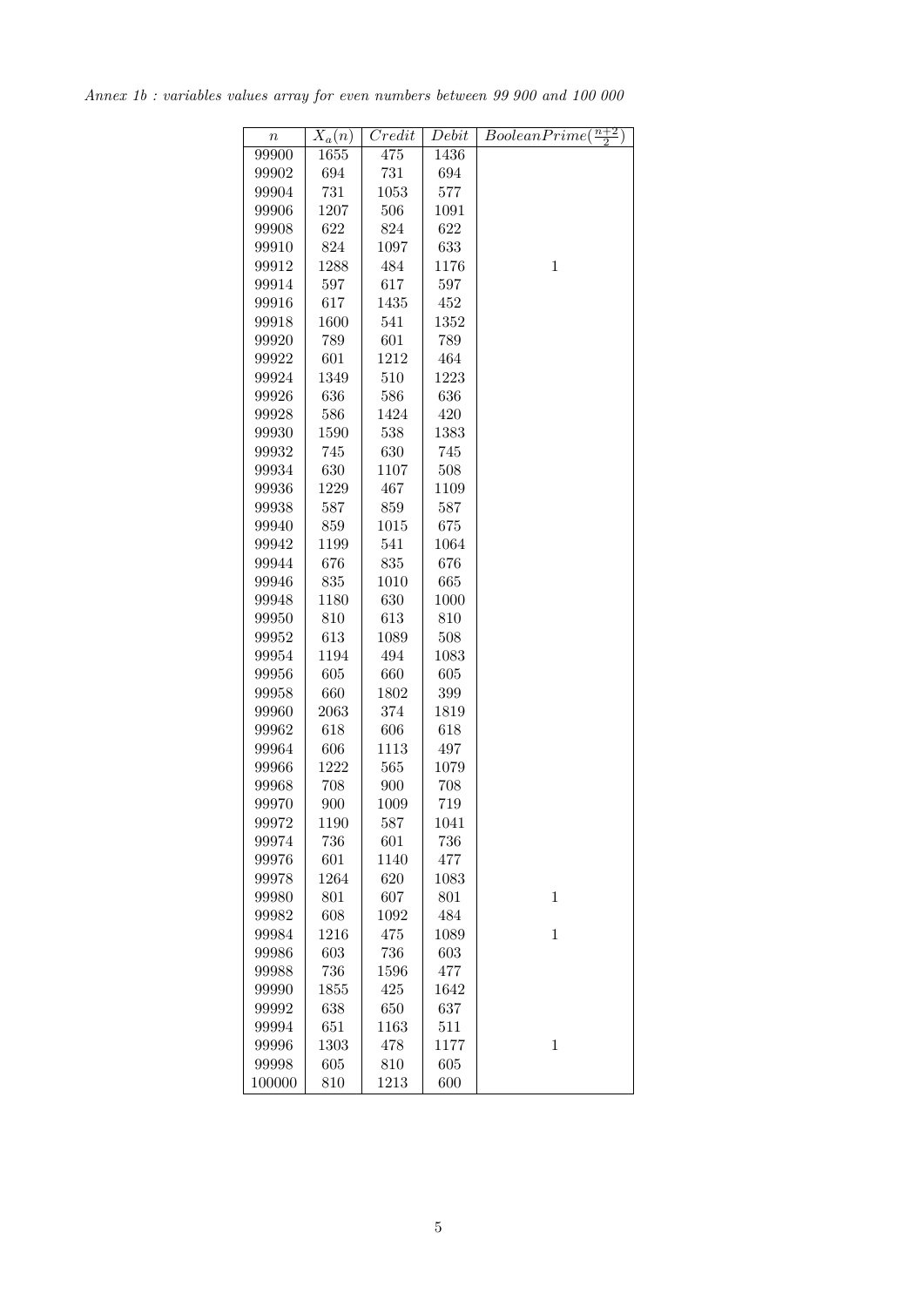*Annex 1b : variables values array for even numbers between 99 900 and 100 000*

| $n$ | $X_a(n)$ | $Credit$ | $Debit$ | $BooleanPrime(\frac{n+2}{2})$ |
|---|---|---|---|---|
| 99900 | 1655 | 475 | 1436 | |
| 99902 | 694 | 731 | 694 | |
| 99904 | 731 | 1053 | 577 | |
| 99906 | 1207 | 506 | 1091 | |
| 99908 | 622 | 824 | 622 | |
| 99910 | 824 | 1097 | 633 | |
| 99912 | 1288 | 484 | 1176 | 1 |
| 99914 | 597 | 617 | 597 | |
| 99916 | 617 | 1435 | 452 | |
| 99918 | 1600 | 541 | 1352 | |
| 99920 | 789 | 601 | 789 | |
| 99922 | 601 | 1212 | 464 | |
| 99924 | 1349 | 510 | 1223 | |
| 99926 | 636 | 586 | 636 | |
| 99928 | 586 | 1424 | 420 | |
| 99930 | 1590 | 538 | 1383 | |
| 99932 | 745 | 630 | 745 | |
| 99934 | 630 | 1107 | 508 | |
| 99936 | 1229 | 467 | 1109 | |
| 99938 | 587 | 859 | 587 | |
| 99940 | 859 | 1015 | 675 | |
| 99942 | 1199 | 541 | 1064 | |
| 99944 | 676 | 835 | 676 | |
| 99946 | 835 | 1010 | 665 | |
| 99948 | 1180 | 630 | 1000 | |
| 99950 | 810 | 613 | 810 | |
| 99952 | 613 | 1089 | 508 | |
| 99954 | 1194 | 494 | 1083 | |
| 99956 | 605 | 660 | 605 | |
| 99958 | 660 | 1802 | 399 | |
| 99960 | 2063 | 374 | 1819 | |
| 99962 | 618 | 606 | 618 | |
| 99964 | 606 | 1113 | 497 | |
| 99966 | 1222 | 565 | 1079 | |
| 99968 | 708 | 900 | 708 | |
| 99970 | 900 | 1009 | 719 | |
| 99972 | 1190 | 587 | 1041 | |
| 99974 | 736 | 601 | 736 | |
| 99976 | 601 | 1140 | 477 | |
| 99978 | 1264 | 620 | 1083 | |
| 99980 | 801 | 607 | 801 | 1 |
| 99982 | 608 | 1092 | 484 | |
| 99984 | 1216 | 475 | 1089 | 1 |
| 99986 | 603 | 736 | 603 | |
| 99988 | 736 | 1596 | 477 | |
| 99990 | 1855 | 425 | 1642 | |
| 99992 | 638 | 650 | 637 | |
| 99994 | 651 | 1163 | 511 | |
| 99996 | 1303 | 478 | 1177 | 1 |
| 99998 | 605 | 810 | 605 | |
| 100000 | 810 | 1213 | 600 | |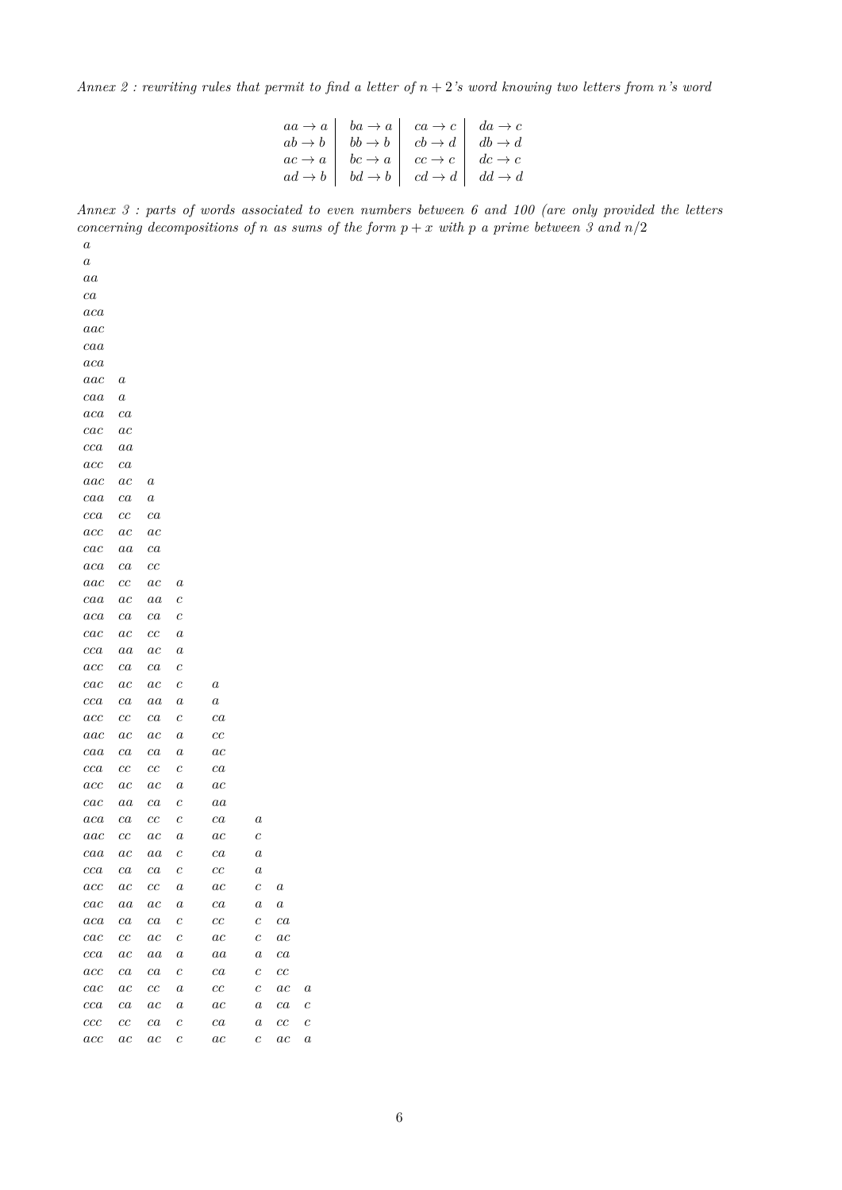*Annex 2 : rewriting rules that permit to find a letter of n + 2's word knowing two letters from n's word*

| | | | |
|---|---|---|---|
| $aa \to a$ | $ba \to a$ | $ca \to c$ | $da \to c$ |
| $ab \to b$ | $bb \to b$ | $cb \to d$ | $db \to d$ |
| $ac \to a$ | $bc \to a$ | $cc \to c$ | $dc \to c$ |
| $ad \to b$ | $bd \to b$ | $cd \to d$ | $dd \to d$ |

*Annex 3 : parts of words associated to even numbers between 6 and 100 (are only provided the letters concerning decompositions of n as sums of the form p + x with p a prime between 3 and n/2*

| | | | | | | | |
|---|---|---|---|---|---|---|---|
| a | | | | | | | |
| a | | | | | | | |
| aa | | | | | | | |
| ca | | | | | | | |
| aca | | | | | | | |
| aac | | | | | | | |
| caa | | | | | | | |
| aca | | | | | | | |
| aac | a | | | | | | |
| caa | a | | | | | | |
| aca | ca | | | | | | |
| cac | ac | | | | | | |
| cca | aa | | | | | | |
| acc | ca | | | | | | |
| aac | ac | a | | | | | |
| caa | ca | a | | | | | |
| cca | cc | ca | | | | | |
| acc | ac | ac | | | | | |
| cac | aa | ca | | | | | |
| aca | ca | cc | | | | | |
| aac | cc | ac | a | | | | |
| caa | ac | aa | c | | | | |
| aca | ca | ca | c | | | | |
| cac | ac | cc | a | | | | |
| cca | aa | ac | a | | | | |
| acc | ca | ca | c | | | | |
| cac | ac | ac | c | a | | | |
| cca | ca | aa | a | a | | | |
| acc | cc | ca | c | ca | | | |
| aac | ac | ac | a | cc | | | |
| caa | ca | ca | a | ac | | | |
| cca | cc | cc | c | ca | | | |
| acc | ac | ac | a | ac | | | |
| cac | aa | ca | c | aa | | | |
| aca | ca | cc | c | ca | a | | |
| aac | cc | ac | a | ac | c | | |
| caa | ac | aa | c | ca | a | | |
| cca | ca | ca | c | cc | a | | |
| acc | ac | cc | a | ac | c | a | |
| cac | aa | ac | a | ca | a | a | |
| aca | ca | ca | c | cc | c | ca | |
| cac | cc | ac | c | ac | c | ac | |
| cca | ac | aa | a | aa | a | ca | |
| acc | ca | ca | c | ca | c | cc | |
| cac | ac | cc | a | cc | c | ac | a |
| cca | ca | ac | a | ac | a | ca | c |
| ccc | cc | ca | c | ca | a | cc | c |
| acc | ac | ac | c | ac | c | ac | a |